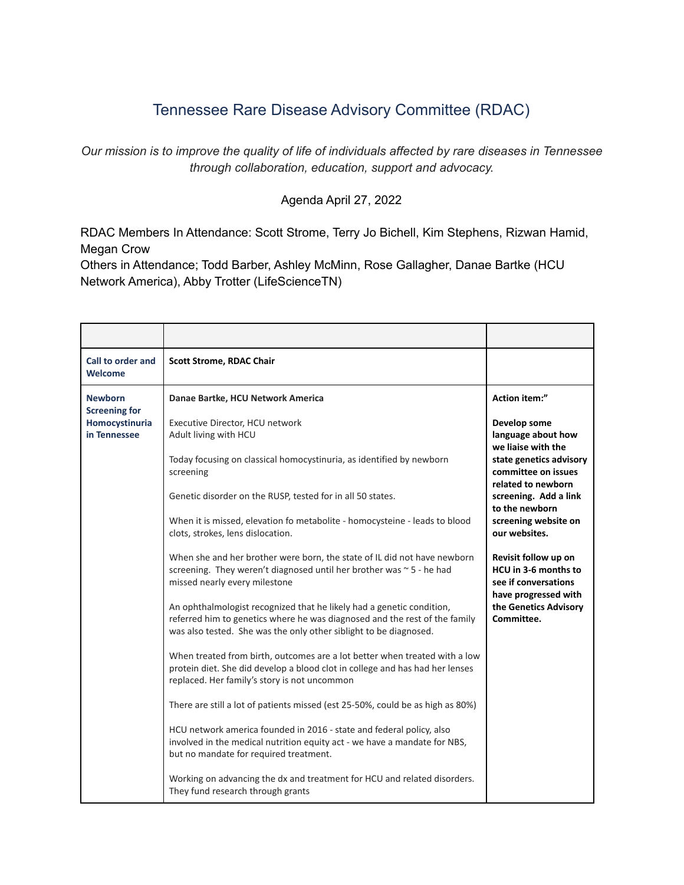# Tennessee Rare Disease Advisory Committee (RDAC)

*Our mission is to improve the quality of life of individuals affected by rare diseases in Tennessee through collaboration, education, support and advocacy.*

Agenda April 27, 2022

RDAC Members In Attendance: Scott Strome, Terry Jo Bichell, Kim Stephens, Rizwan Hamid, Megan Crow
Others in Attendance; Todd Barber, Ashley McMinn, Rose Gallagher, Danae Bartke (HCU Network America), Abby Trotter (LifeScienceTN)

| | | |
|---|---|---|
| **Call to order and Welcome** | **Scott Strome, RDAC Chair** | |
| **Newborn Screening for Homocystinuria in Tennessee** | **Danae Bartke, HCU Network America**<br><br>Executive Director, HCU network<br>Adult living with HCU<br><br>Today focusing on classical homocystinuria, as identified by newborn screening<br><br>Genetic disorder on the RUSP, tested for in all 50 states.<br><br>When it is missed, elevation fo metabolite - homocysteine - leads to blood clots, strokes, lens dislocation.<br><br>When she and her brother were born, the state of IL did not have newborn screening. They weren't diagnosed until her brother was ~ 5 - he had missed nearly every milestone<br><br>An ophthalmologist recognized that he likely had a genetic condition, referred him to genetics where he was diagnosed and the rest of the family was also tested. She was the only other siblight to be diagnosed.<br><br>When treated from birth, outcomes are a lot better when treated with a low protein diet. She did develop a blood clot in college and has had her lenses replaced. Her family's story is not uncommon<br><br>There are still a lot of patients missed (est 25-50%, could be as high as 80%)<br><br>HCU network america founded in 2016 - state and federal policy, also involved in the medical nutrition equity act - we have a mandate for NBS, but no mandate for required treatment.<br><br>Working on advancing the dx and treatment for HCU and related disorders. They fund research through grants | **Action item:"**<br><br>**Develop some language about how we liaise with the state genetics advisory committee on issues related to newborn screening. Add a link to the newborn screening website on our websites.**<br><br>**Revisit follow up on HCU in 3-6 months to see if conversations have progressed with the Genetics Advisory Committee.** |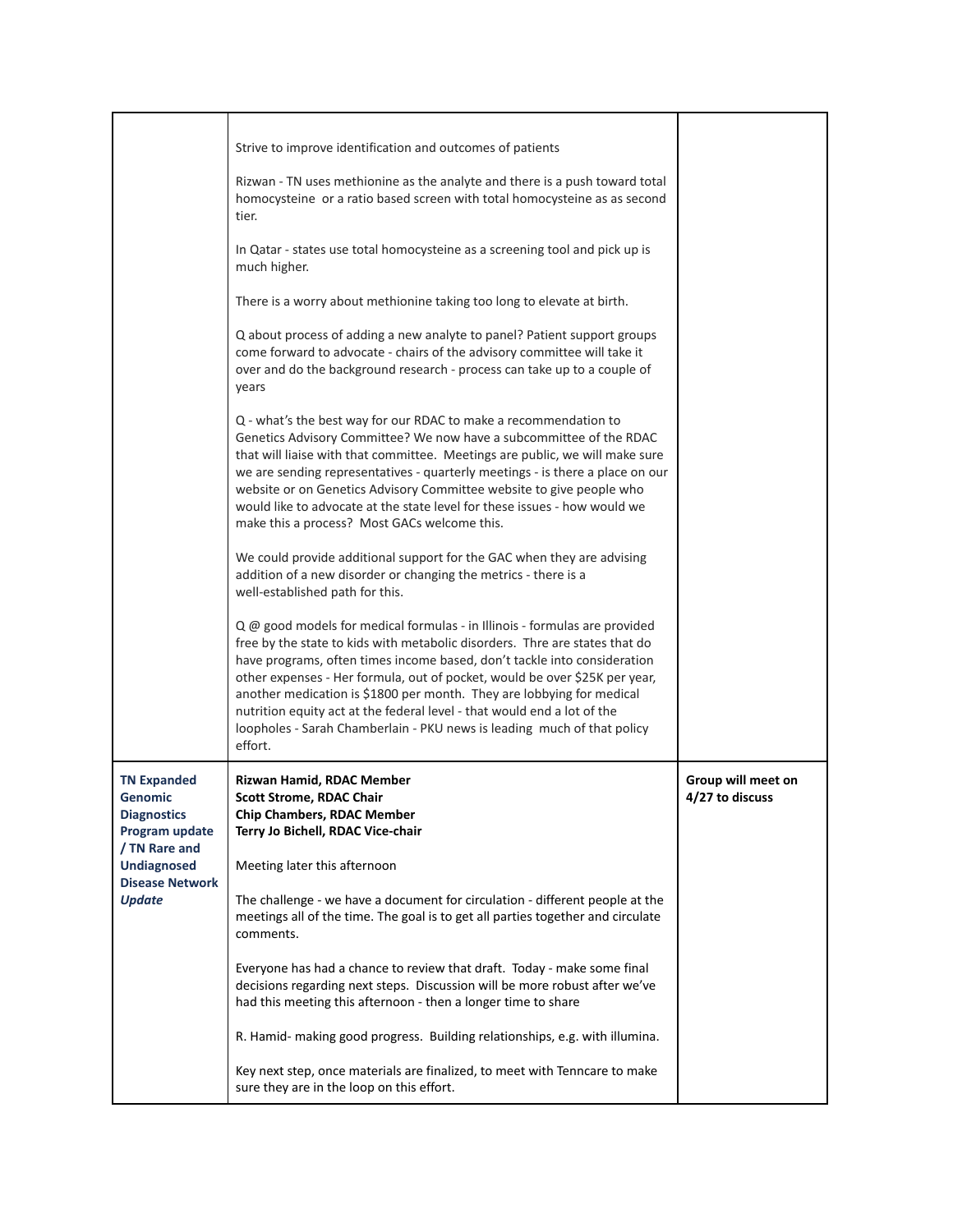| | | |
|---|---|---|
| | Strive to improve identification and outcomes of patients<br><br>Rizwan - TN uses methionine as the analyte and there is a push toward total homocysteine  or a ratio based screen with total homocysteine as as second tier.<br><br>In Qatar - states use total homocysteine as a screening tool and pick up is much higher.<br><br>There is a worry about methionine taking too long to elevate at birth.<br><br>Q about process of adding a new analyte to panel? Patient support groups come forward to advocate - chairs of the advisory committee will take it over and do the background research - process can take up to a couple of years<br><br>Q - what's the best way for our RDAC to make a recommendation to Genetics Advisory Committee? We now have a subcommittee of the RDAC that will liaise with that committee.  Meetings are public, we will make sure we are sending representatives - quarterly meetings - is there a place on our website or on Genetics Advisory Committee website to give people who would like to advocate at the state level for these issues - how would we make this a process?  Most GACs welcome this.<br><br>We could provide additional support for the GAC when they are advising addition of a new disorder or changing the metrics - there is a well-established path for this.<br><br>Q @ good models for medical formulas - in Illinois - formulas are provided free by the state to kids with metabolic disorders.  Thre are states that do have programs, often times income based, don't tackle into consideration other expenses - Her formula, out of pocket, would be over $25K per year, another medication is $1800 per month.  They are lobbying for medical nutrition equity act at the federal level - that would end a lot of the loopholes - Sarah Chamberlain - PKU news is leading  much of that policy effort. | |
| **TN Expanded Genomic Diagnostics Program update / TN Rare and Undiagnosed Disease Network *Update*** | **Rizwan Hamid, RDAC Member**<br>**Scott Strome, RDAC Chair**<br>**Chip Chambers, RDAC Member**<br>**Terry Jo Bichell, RDAC Vice-chair**<br><br>Meeting later this afternoon<br><br>The challenge - we have a document for circulation - different people at the meetings all of the time. The goal is to get all parties together and circulate comments.<br><br>Everyone has had a chance to review that draft.  Today - make some final decisions regarding next steps.  Discussion will be more robust after we've had this meeting this afternoon - then a longer time to share<br><br>R. Hamid- making good progress.  Building relationships, e.g. with illumina.<br><br>Key next step, once materials are finalized, to meet with Tenncare to make sure they are in the loop on this effort. | **Group will meet on 4/27 to discuss** |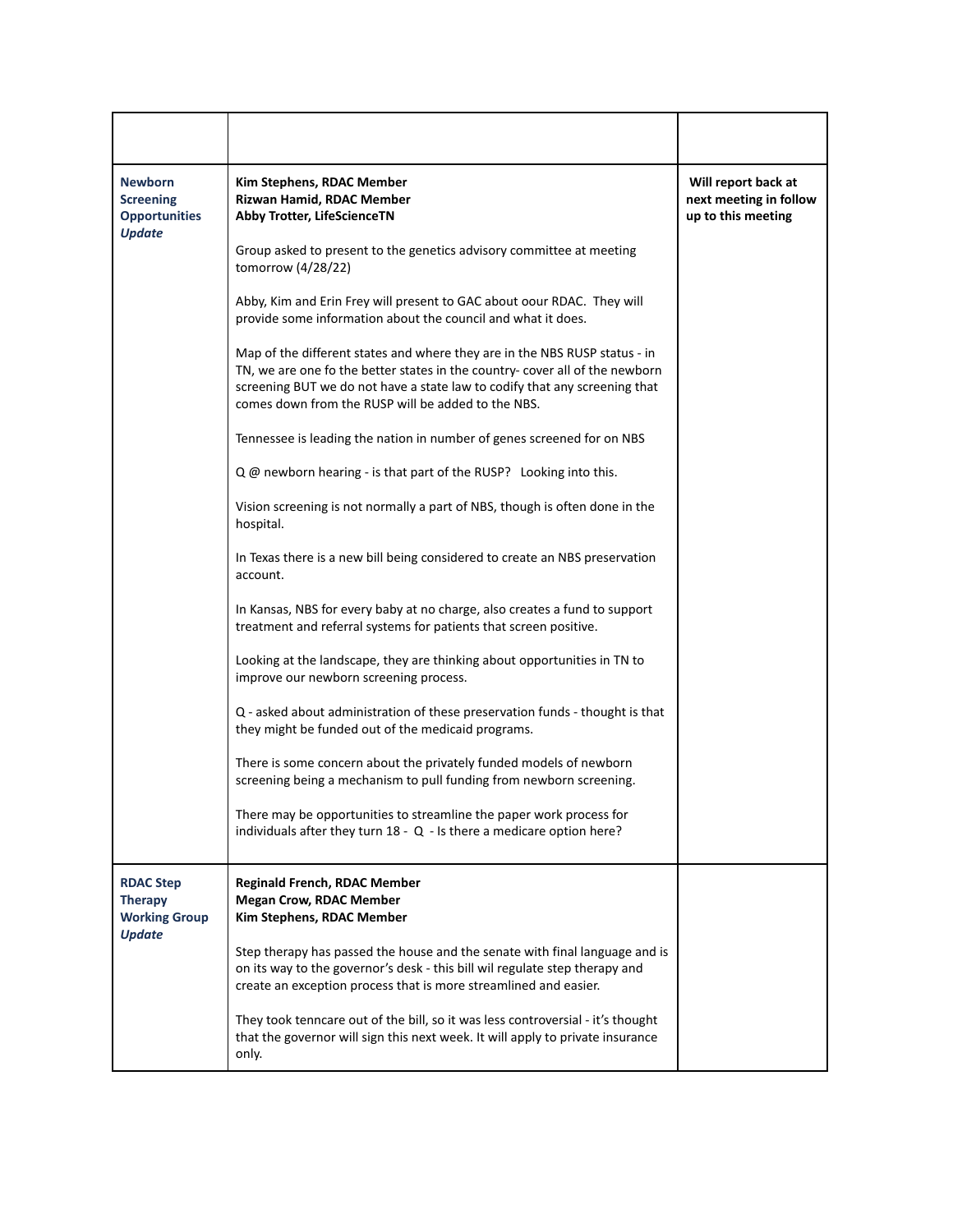| | | |
|---|---|---|
| **Newborn Screening Opportunities** ***Update*** | **Kim Stephens, RDAC Member**<br>**Rizwan Hamid, RDAC Member**<br>**Abby Trotter, LifeScienceTN**<br><br>Group asked to present to the genetics advisory committee at meeting tomorrow (4/28/22)<br><br>Abby, Kim and Erin Frey will present to GAC about oour RDAC. They will provide some information about the council and what it does.<br><br>Map of the different states and where they are in the NBS RUSP status - in TN, we are one fo the better states in the country- cover all of the newborn screening BUT we do not have a state law to codify that any screening that comes down from the RUSP will be added to the NBS.<br><br>Tennessee is leading the nation in number of genes screened for on NBS<br><br>Q @ newborn hearing - is that part of the RUSP? Looking into this.<br><br>Vision screening is not normally a part of NBS, though is often done in the hospital.<br><br>In Texas there is a new bill being considered to create an NBS preservation account.<br><br>In Kansas, NBS for every baby at no charge, also creates a fund to support treatment and referral systems for patients that screen positive.<br><br>Looking at the landscape, they are thinking about opportunities in TN to improve our newborn screening process.<br><br>Q - asked about administration of these preservation funds - thought is that they might be funded out of the medicaid programs.<br><br>There is some concern about the privately funded models of newborn screening being a mechanism to pull funding from newborn screening.<br><br>There may be opportunities to streamline the paper work process for individuals after they turn 18 - Q - Is there a medicare option here? | **Will report back at next meeting in follow up to this meeting** |
| **RDAC Step Therapy Working Group** ***Update*** | **Reginald French, RDAC Member**<br>**Megan Crow, RDAC Member**<br>**Kim Stephens, RDAC Member**<br><br>Step therapy has passed the house and the senate with final language and is on its way to the governor's desk - this bill wil regulate step therapy and create an exception process that is more streamlined and easier.<br><br>They took tenncare out of the bill, so it was less controversial - it's thought that the governor will sign this next week. It will apply to private insurance only. | |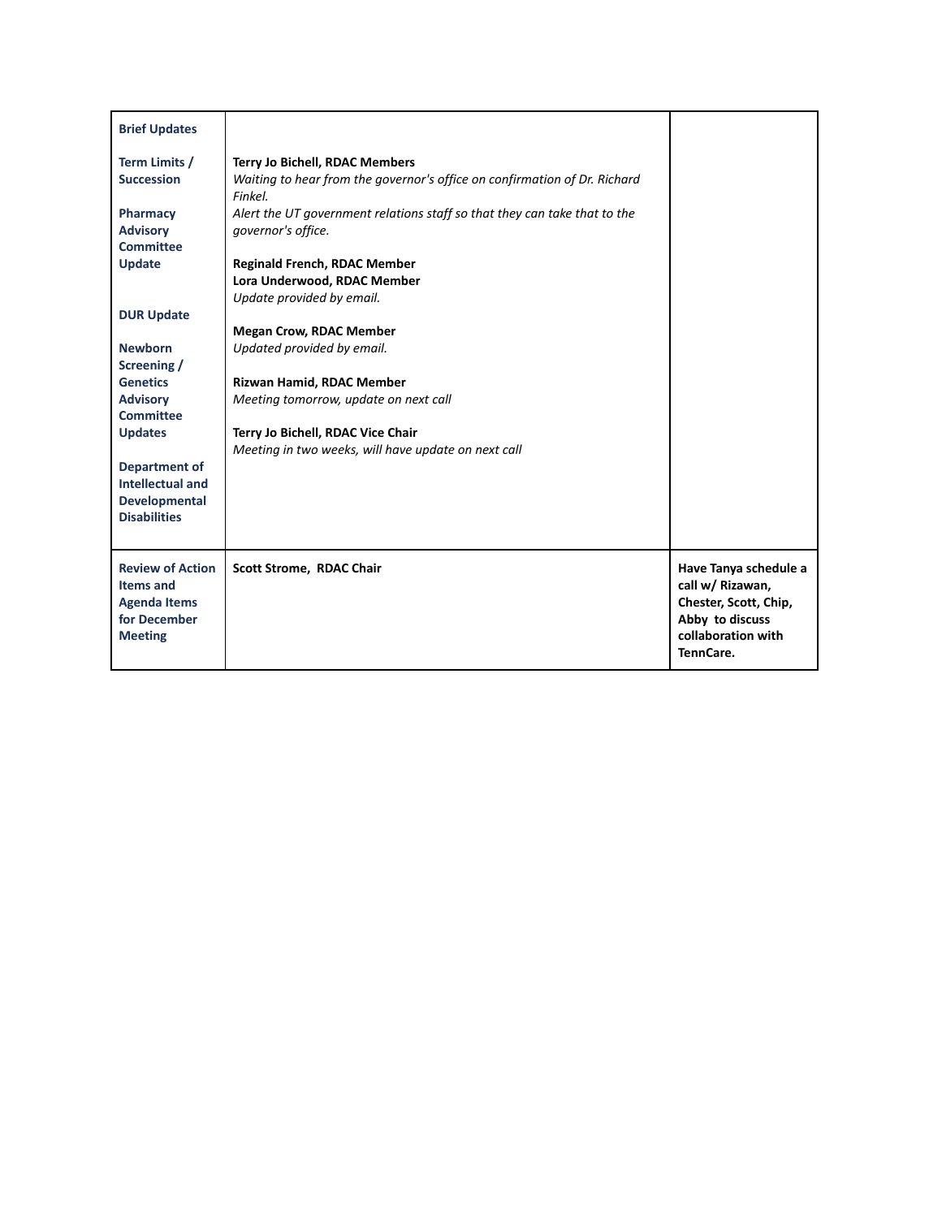| | | |
|---|---|---|
| **Brief Updates**<br><br>**Term Limits / Succession**<br><br>**Pharmacy Advisory Committee Update**<br><br>**DUR Update**<br><br>**Newborn Screening / Genetics Advisory Committee Updates**<br><br>**Department of Intellectual and Developmental Disabilities** | **Terry Jo Bichell, RDAC Members**<br>*Waiting to hear from the governor's office on confirmation of Dr. Richard Finkel.*<br>*Alert the UT government relations staff so that they can take that to the governor's office.*<br><br>**Reginald French, RDAC Member**<br>**Lora Underwood, RDAC Member**<br>*Update provided by email.*<br><br>**Megan Crow, RDAC Member**<br>*Updated provided by email.*<br><br>**Rizwan Hamid, RDAC Member**<br>*Meeting tomorrow, update on next call*<br><br>**Terry Jo Bichell, RDAC Vice Chair**<br>*Meeting in two weeks, will have update on next call* | |
| **Review of Action Items and Agenda Items for December Meeting** | **Scott Strome, RDAC Chair** | **Have Tanya schedule a call w/ Rizawan, Chester, Scott, Chip, Abby to discuss collaboration with TennCare.** |